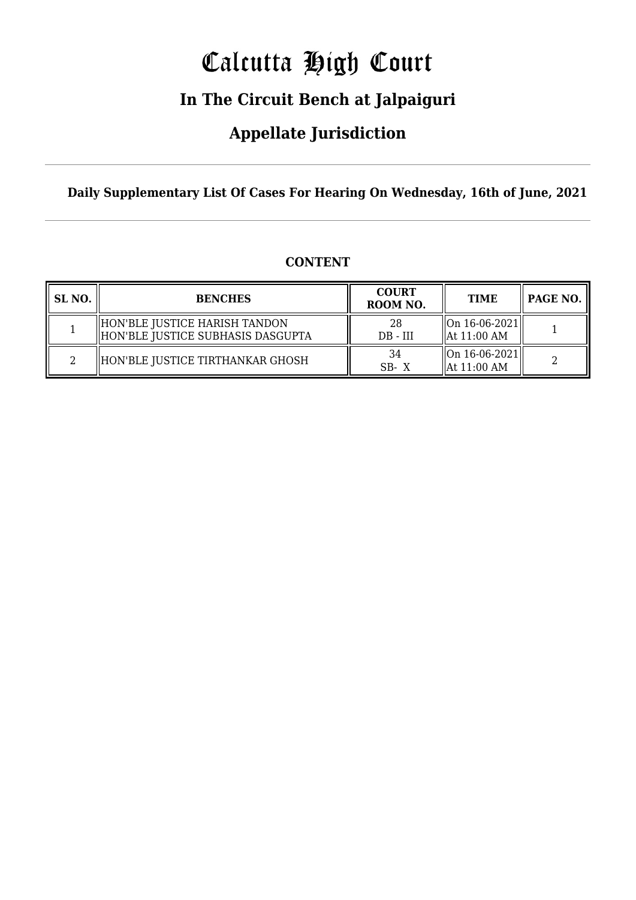# Calcutta High Court

## In The Circuit Bench at Jalpaiguri

## Appellate Jurisdiction

**Daily Supplementary List Of Cases For Hearing On Wednesday, 16th of June, 2021**

**CONTENT**

| SL NO. | BENCHES | COURT ROOM NO. | TIME | PAGE NO. |
|---|---|---|---|---|
| 1 | HON'BLE JUSTICE HARISH TANDON<br>HON'BLE JUSTICE SUBHASIS DASGUPTA | 28<br>DB - III | On 16-06-2021<br>At 11:00 AM | 1 |
| 2 | HON'BLE JUSTICE TIRTHANKAR GHOSH | 34<br>SB- X | On 16-06-2021<br>At 11:00 AM | 2 |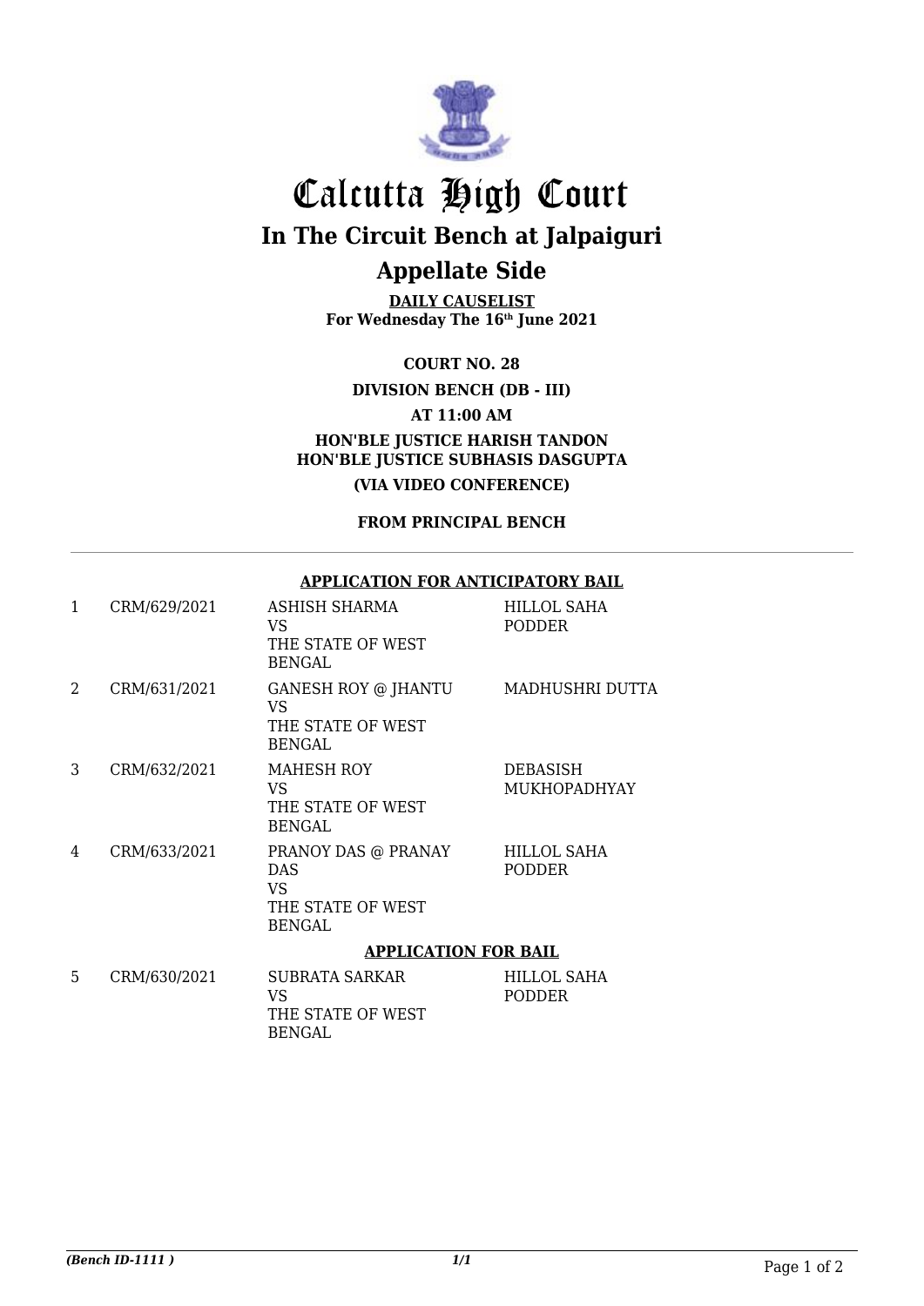# Calcutta High Court

## In The Circuit Bench at Jalpaiguri

## Appellate Side

**DAILY CAUSELIST**
**For Wednesday The 16th June 2021**

**COURT NO. 28**

**DIVISION BENCH (DB - III)**

**AT 11:00 AM**

**HON'BLE JUSTICE HARISH TANDON**
**HON'BLE JUSTICE SUBHASIS DASGUPTA**

**(VIA VIDEO CONFERENCE)**

**FROM PRINCIPAL BENCH**

---

**APPLICATION FOR ANTICIPATORY BAIL**

| | | | |
|---|---|---|---|
| 1 | CRM/629/2021 | ASHISH SHARMA VS THE STATE OF WEST BENGAL | HILLOL SAHA PODDER |
| 2 | CRM/631/2021 | GANESH ROY @ JHANTU VS THE STATE OF WEST BENGAL | MADHUSHRI DUTTA |
| 3 | CRM/632/2021 | MAHESH ROY VS THE STATE OF WEST BENGAL | DEBASISH MUKHOPADHYAY |
| 4 | CRM/633/2021 | PRANOY DAS @ PRANAY DAS VS THE STATE OF WEST BENGAL | HILLOL SAHA PODDER |

**APPLICATION FOR BAIL**

| | | | |
|---|---|---|---|
| 5 | CRM/630/2021 | SUBRATA SARKAR VS THE STATE OF WEST BENGAL | HILLOL SAHA PODDER |

*(Bench ID-1111 )* *1/1*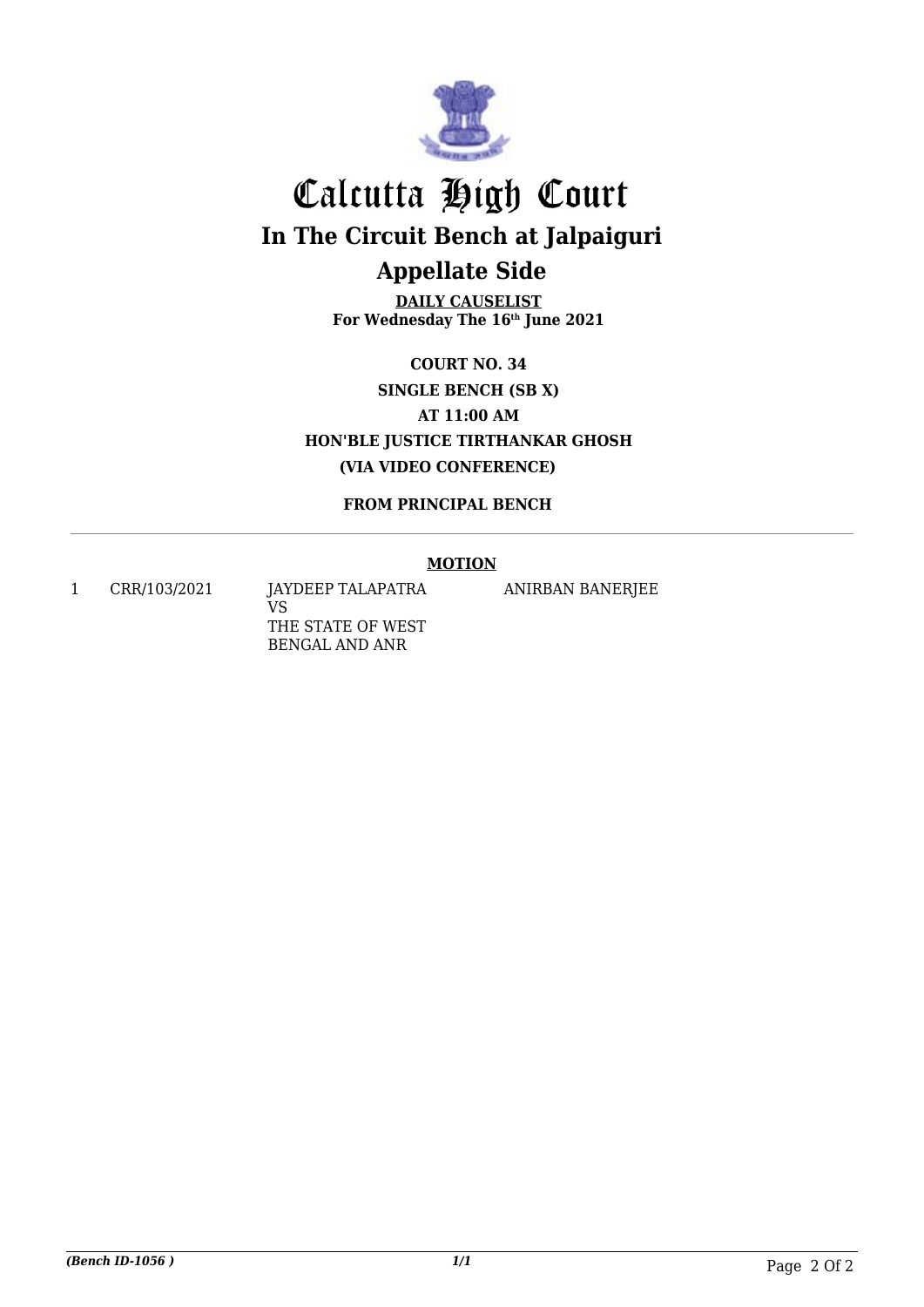# Calcutta High Court

## In The Circuit Bench at Jalpaiguri

## Appellate Side

**DAILY CAUSELIST**
**For Wednesday The 16th June 2021**

**COURT NO. 34**
**SINGLE BENCH (SB X)**
**AT 11:00 AM**
**HON'BLE JUSTICE TIRTHANKAR GHOSH**
**(VIA VIDEO CONFERENCE)**

**FROM PRINCIPAL BENCH**

---

**MOTION**

| | | | |
|---|---|---|---|
| 1 | CRR/103/2021 | JAYDEEP TALAPATRA<br>VS<br>THE STATE OF WEST BENGAL AND ANR | ANIRBAN BANERJEE |

*(Bench ID-1056 )*